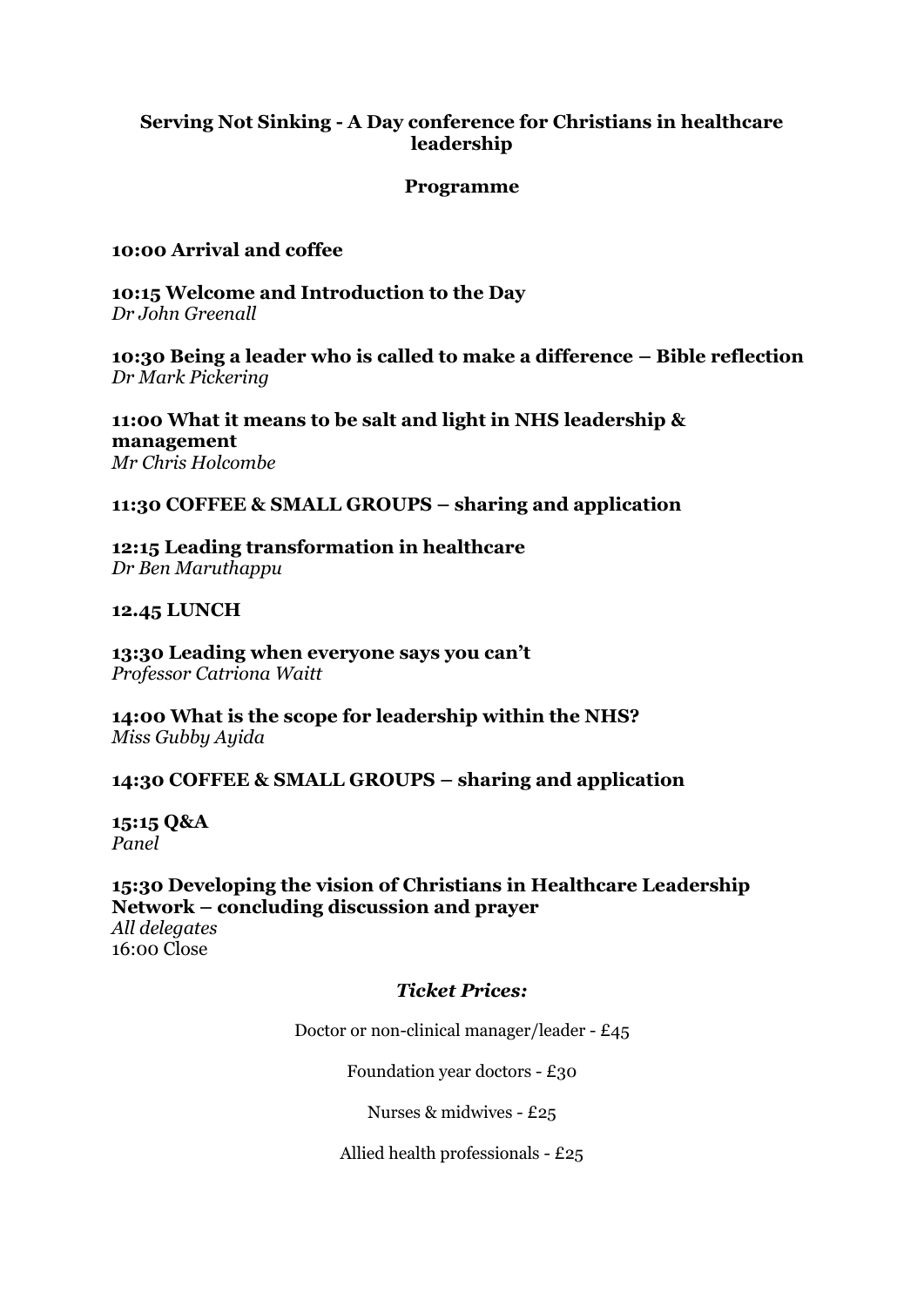# Serving Not Sinking - A Day conference for Christians in healthcare leadership

## Programme

**10:00 Arrival and coffee**

**10:15 Welcome and Introduction to the Day**
*Dr John Greenall*

**10:30 Being a leader who is called to make a difference – Bible reflection**
*Dr Mark Pickering*

**11:00 What it means to be salt and light in NHS leadership & management**
*Mr Chris Holcombe*

**11:30 COFFEE & SMALL GROUPS – sharing and application**

**12:15 Leading transformation in healthcare**
*Dr Ben Maruthappu*

**12.45 LUNCH**

**13:30 Leading when everyone says you can't**
*Professor Catriona Waitt*

**14:00 What is the scope for leadership within the NHS?**
*Miss Gubby Ayida*

**14:30 COFFEE & SMALL GROUPS – sharing and application**

**15:15 Q&A**
*Panel*

**15:30 Developing the vision of Christians in Healthcare Leadership Network – concluding discussion and prayer**
*All delegates*
16:00 Close

### *Ticket Prices:*

Doctor or non-clinical manager/leader - £45

Foundation year doctors - £30

Nurses & midwives - £25

Allied health professionals - £25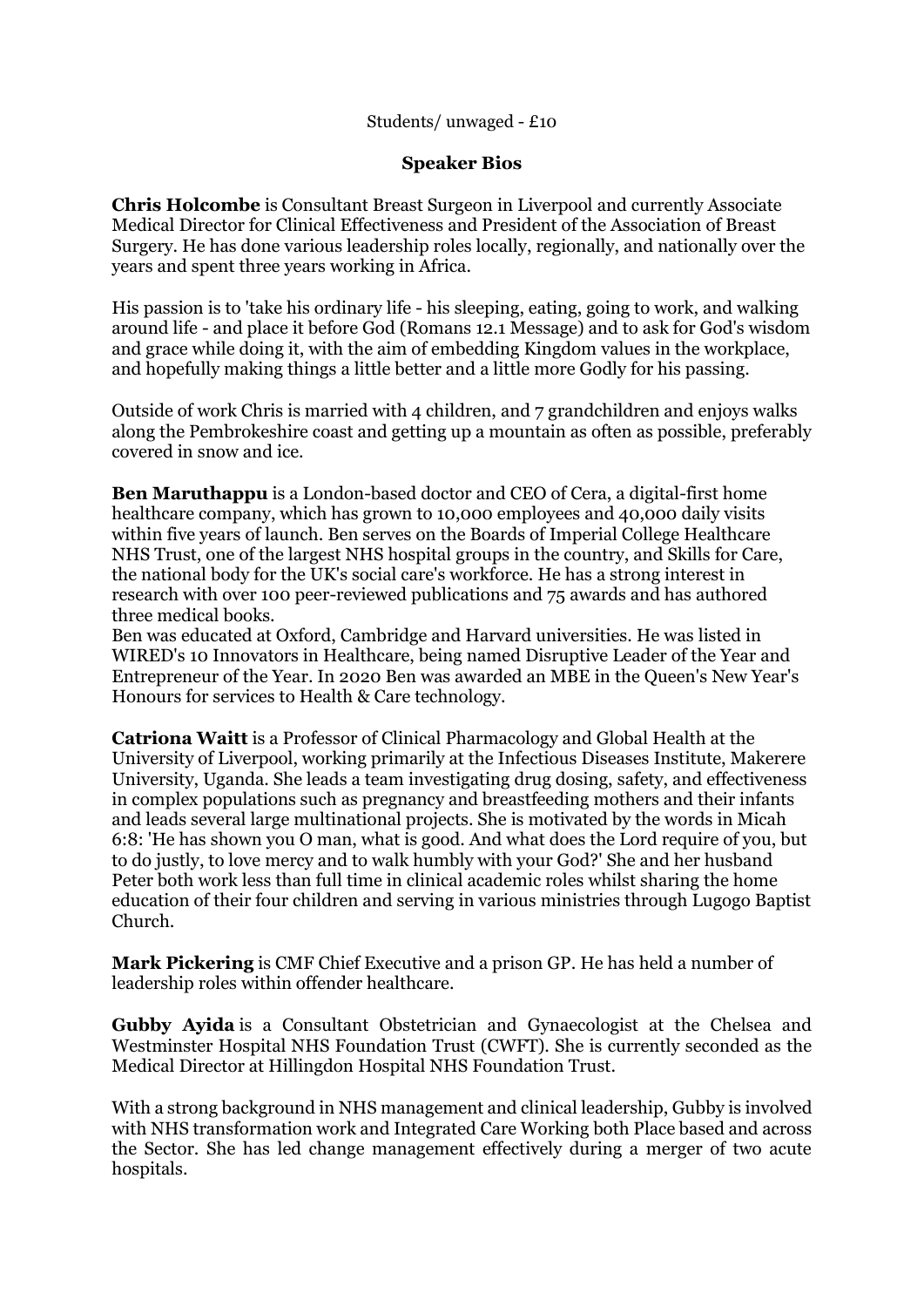Students/ unwaged - £10

**Speaker Bios**

**Chris Holcombe** is Consultant Breast Surgeon in Liverpool and currently Associate Medical Director for Clinical Effectiveness and President of the Association of Breast Surgery. He has done various leadership roles locally, regionally, and nationally over the years and spent three years working in Africa.

His passion is to 'take his ordinary life - his sleeping, eating, going to work, and walking around life - and place it before God (Romans 12.1 Message) and to ask for God's wisdom and grace while doing it, with the aim of embedding Kingdom values in the workplace, and hopefully making things a little better and a little more Godly for his passing.

Outside of work Chris is married with 4 children, and 7 grandchildren and enjoys walks along the Pembrokeshire coast and getting up a mountain as often as possible, preferably covered in snow and ice.

**Ben Maruthappu** is a London-based doctor and CEO of Cera, a digital-first home healthcare company, which has grown to 10,000 employees and 40,000 daily visits within five years of launch. Ben serves on the Boards of Imperial College Healthcare NHS Trust, one of the largest NHS hospital groups in the country, and Skills for Care, the national body for the UK's social care's workforce. He has a strong interest in research with over 100 peer-reviewed publications and 75 awards and has authored three medical books.
Ben was educated at Oxford, Cambridge and Harvard universities. He was listed in WIRED's 10 Innovators in Healthcare, being named Disruptive Leader of the Year and Entrepreneur of the Year. In 2020 Ben was awarded an MBE in the Queen's New Year's Honours for services to Health & Care technology.

**Catriona Waitt** is a Professor of Clinical Pharmacology and Global Health at the University of Liverpool, working primarily at the Infectious Diseases Institute, Makerere University, Uganda. She leads a team investigating drug dosing, safety, and effectiveness in complex populations such as pregnancy and breastfeeding mothers and their infants and leads several large multinational projects. She is motivated by the words in Micah 6:8: 'He has shown you O man, what is good. And what does the Lord require of you, but to do justly, to love mercy and to walk humbly with your God?' She and her husband Peter both work less than full time in clinical academic roles whilst sharing the home education of their four children and serving in various ministries through Lugogo Baptist Church.

**Mark Pickering** is CMF Chief Executive and a prison GP. He has held a number of leadership roles within offender healthcare.

**Gubby Ayida** is a Consultant Obstetrician and Gynaecologist at the Chelsea and Westminster Hospital NHS Foundation Trust (CWFT). She is currently seconded as the Medical Director at Hillingdon Hospital NHS Foundation Trust.

With a strong background in NHS management and clinical leadership, Gubby is involved with NHS transformation work and Integrated Care Working both Place based and across the Sector. She has led change management effectively during a merger of two acute hospitals.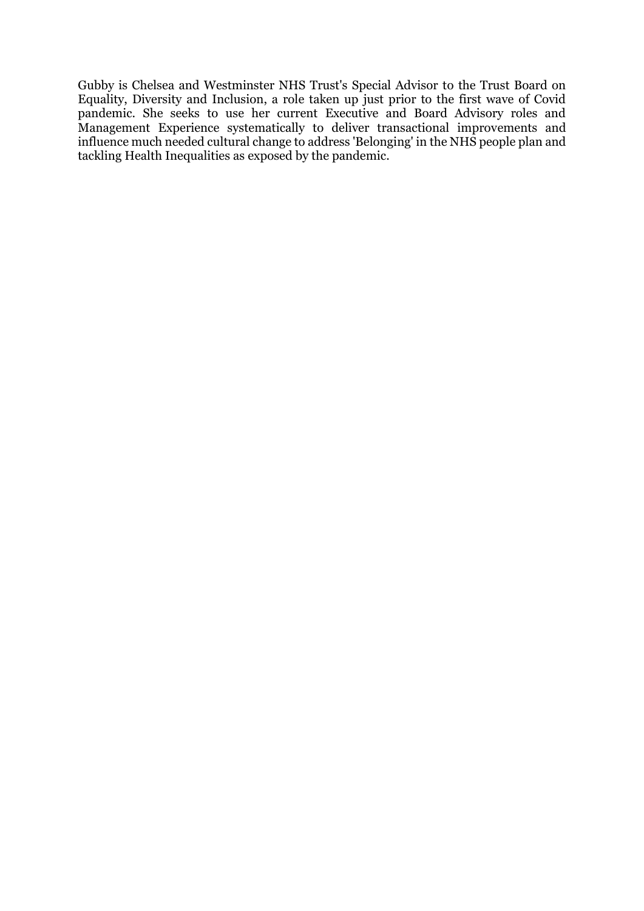Gubby is Chelsea and Westminster NHS Trust's Special Advisor to the Trust Board on Equality, Diversity and Inclusion, a role taken up just prior to the first wave of Covid pandemic. She seeks to use her current Executive and Board Advisory roles and Management Experience systematically to deliver transactional improvements and influence much needed cultural change to address 'Belonging' in the NHS people plan and tackling Health Inequalities as exposed by the pandemic.